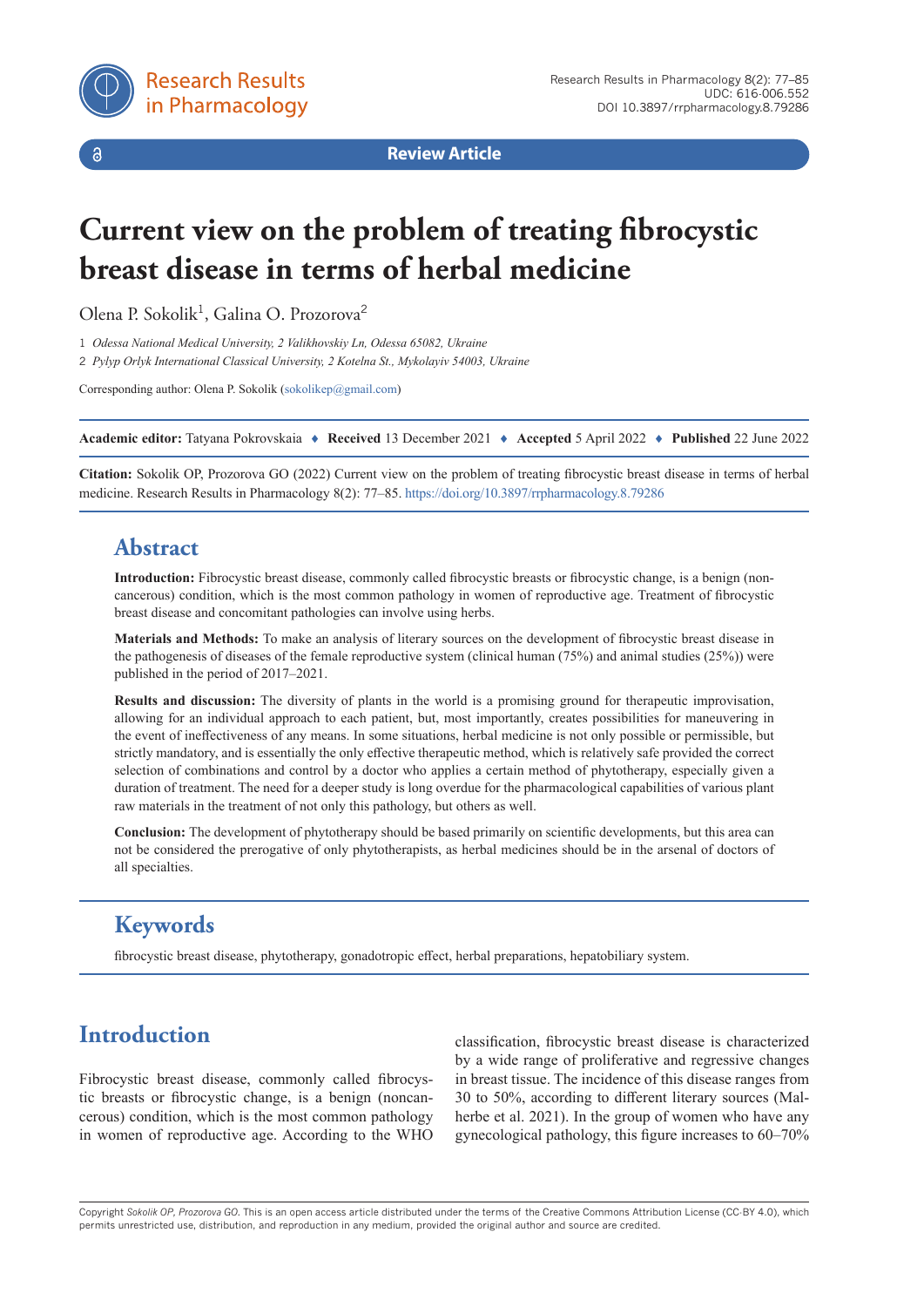Review Article

# Current view on the problem of treating fibrocystic breast disease in terms of herbal medicine

Olena P. Sokolik[1], Galina O. Prozorova[2]

1 *Odessa National Medical University, 2 Valikhovskiy Ln, Odessa 65082, Ukraine*

2 *Pylyp Orlyk International Classical University, 2 Kotelna St., Mykolayiv 54003, Ukraine*

Corresponding author: Olena P. Sokolik (sokolikep@gmail.com)

**Academic editor:** Tatyana Pokrovskaia ♦ **Received** 13 December 2021 ♦ **Accepted** 5 April 2022 ♦ **Published** 22 June 2022

**Citation:** Sokolik OP, Prozorova GO (2022) Current view on the problem of treating fibrocystic breast disease in terms of herbal medicine. Research Results in Pharmacology 8(2): 77–85. https://doi.org/10.3897/rrpharmacology.8.79286

## Abstract

**Introduction:** Fibrocystic breast disease, commonly called fibrocystic breasts or fibrocystic change, is a benign (noncancerous) condition, which is the most common pathology in women of reproductive age. Treatment of fibrocystic breast disease and concomitant pathologies can involve using herbs.

**Materials and Methods:** To make an analysis of literary sources on the development of fibrocystic breast disease in the pathogenesis of diseases of the female reproductive system (clinical human (75%) and animal studies (25%)) were published in the period of 2017–2021.

**Results and discussion:** The diversity of plants in the world is a promising ground for therapeutic improvisation, allowing for an individual approach to each patient, but, most importantly, creates possibilities for maneuvering in the event of ineffectiveness of any means. In some situations, herbal medicine is not only possible or permissible, but strictly mandatory, and is essentially the only effective therapeutic method, which is relatively safe provided the correct selection of combinations and control by a doctor who applies a certain method of phytotherapy, especially given a duration of treatment. The need for a deeper study is long overdue for the pharmacological capabilities of various plant raw materials in the treatment of not only this pathology, but others as well.

**Conclusion:** The development of phytotherapy should be based primarily on scientific developments, but this area can not be considered the prerogative of only phytotherapists, as herbal medicines should be in the arsenal of doctors of all specialties.

## Keywords

fibrocystic breast disease, phytotherapy, gonadotropic effect, herbal preparations, hepatobiliary system.

## Introduction

Fibrocystic breast disease, commonly called fibrocystic breasts or fibrocystic change, is a benign (noncancerous) condition, which is the most common pathology in women of reproductive age. According to the WHO classification, fibrocystic breast disease is characterized by a wide range of proliferative and regressive changes in breast tissue. The incidence of this disease ranges from 30 to 50%, according to different literary sources (Malherbe et al. 2021). In the group of women who have any gynecological pathology, this figure increases to 60–70%

Copyright *Sokolik OP, Prozorova GO.* This is an open access article distributed under the terms of the Creative Commons Attribution License (CC-BY 4.0), which permits unrestricted use, distribution, and reproduction in any medium, provided the original author and source are credited.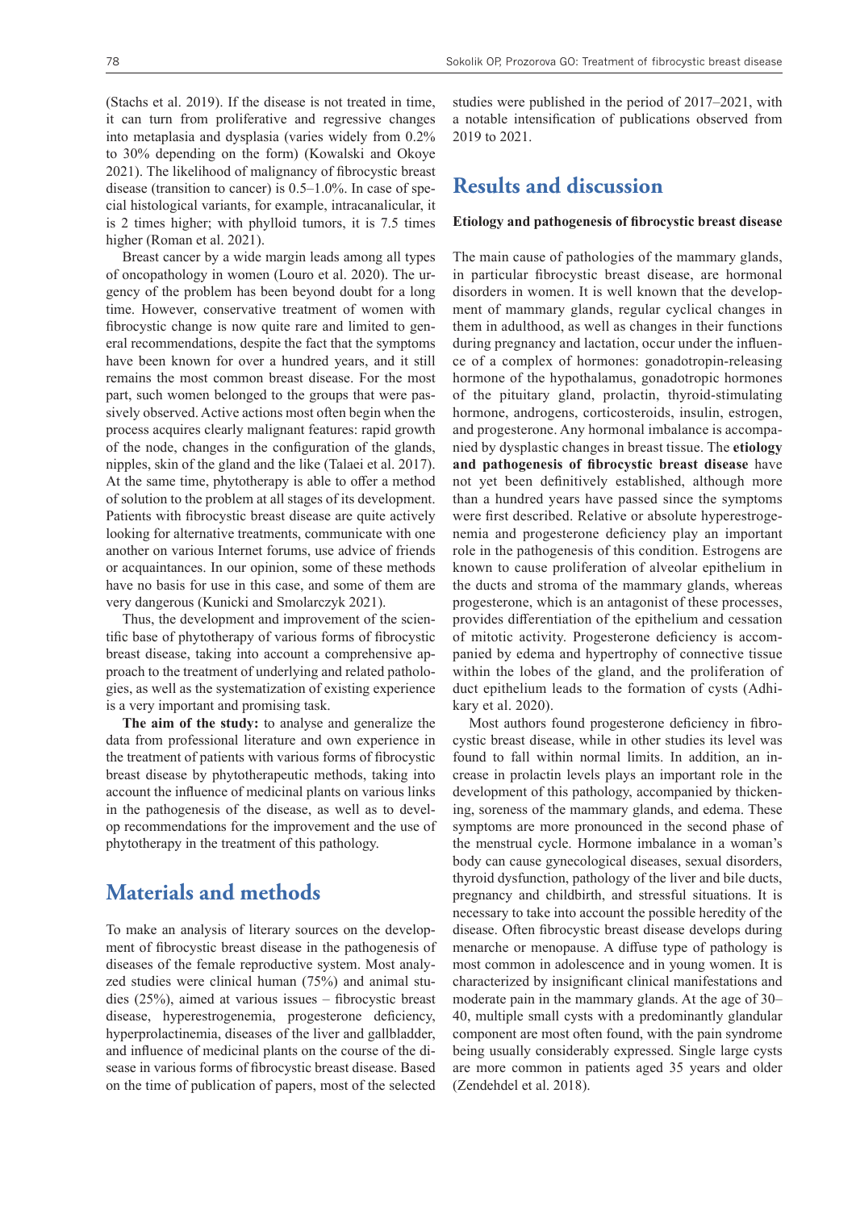(Stachs et al. 2019). If the disease is not treated in time, it can turn from proliferative and regressive changes into metaplasia and dysplasia (varies widely from 0.2% to 30% depending on the form) (Kowalski and Okoye 2021). The likelihood of malignancy of fibrocystic breast disease (transition to cancer) is 0.5–1.0%. In case of special histological variants, for example, intracanalicular, it is 2 times higher; with phylloid tumors, it is 7.5 times higher (Roman et al. 2021).

Breast cancer by a wide margin leads among all types of oncopathology in women (Louro et al. 2020). The urgency of the problem has been beyond doubt for a long time. However, conservative treatment of women with fibrocystic change is now quite rare and limited to general recommendations, despite the fact that the symptoms have been known for over a hundred years, and it still remains the most common breast disease. For the most part, such women belonged to the groups that were passively observed. Active actions most often begin when the process acquires clearly malignant features: rapid growth of the node, changes in the configuration of the glands, nipples, skin of the gland and the like (Talaei et al. 2017). At the same time, phytotherapy is able to offer a method of solution to the problem at all stages of its development. Patients with fibrocystic breast disease are quite actively looking for alternative treatments, communicate with one another on various Internet forums, use advice of friends or acquaintances. In our opinion, some of these methods have no basis for use in this case, and some of them are very dangerous (Kunicki and Smolarczyk 2021).

Thus, the development and improvement of the scientific base of phytotherapy of various forms of fibrocystic breast disease, taking into account a comprehensive approach to the treatment of underlying and related pathologies, as well as the systematization of existing experience is a very important and promising task.

**The aim of the study:** to analyse and generalize the data from professional literature and own experience in the treatment of patients with various forms of fibrocystic breast disease by phytotherapeutic methods, taking into account the influence of medicinal plants on various links in the pathogenesis of the disease, as well as to develop recommendations for the improvement and the use of phytotherapy in the treatment of this pathology.

# Materials and methods

To make an analysis of literary sources on the development of fibrocystic breast disease in the pathogenesis of diseases of the female reproductive system. Most analyzed studies were clinical human (75%) and animal studies (25%), aimed at various issues – fibrocystic breast disease, hyperestrogenemia, progesterone deficiency, hyperprolactinemia, diseases of the liver and gallbladder, and influence of medicinal plants on the course of the disease in various forms of fibrocystic breast disease. Based on the time of publication of papers, most of the selected studies were published in the period of 2017–2021, with a notable intensification of publications observed from 2019 to 2021.

# Results and discussion

### Etiology and pathogenesis of fibrocystic breast disease

The main cause of pathologies of the mammary glands, in particular fibrocystic breast disease, are hormonal disorders in women. It is well known that the development of mammary glands, regular cyclical changes in them in adulthood, as well as changes in their functions during pregnancy and lactation, occur under the influence of a complex of hormones: gonadotropin-releasing hormone of the hypothalamus, gonadotropic hormones of the pituitary gland, prolactin, thyroid-stimulating hormone, androgens, corticosteroids, insulin, estrogen, and progesterone. Any hormonal imbalance is accompanied by dysplastic changes in breast tissue. The **etiology and pathogenesis of fibrocystic breast disease** have not yet been definitively established, although more than a hundred years have passed since the symptoms were first described. Relative or absolute hyperestrogenemia and progesterone deficiency play an important role in the pathogenesis of this condition. Estrogens are known to cause proliferation of alveolar epithelium in the ducts and stroma of the mammary glands, whereas progesterone, which is an antagonist of these processes, provides differentiation of the epithelium and cessation of mitotic activity. Progesterone deficiency is accompanied by edema and hypertrophy of connective tissue within the lobes of the gland, and the proliferation of duct epithelium leads to the formation of cysts (Adhikary et al. 2020).

Most authors found progesterone deficiency in fibrocystic breast disease, while in other studies its level was found to fall within normal limits. In addition, an increase in prolactin levels plays an important role in the development of this pathology, accompanied by thickening, soreness of the mammary glands, and edema. These symptoms are more pronounced in the second phase of the menstrual cycle. Hormone imbalance in a woman's body can cause gynecological diseases, sexual disorders, thyroid dysfunction, pathology of the liver and bile ducts, pregnancy and childbirth, and stressful situations. It is necessary to take into account the possible heredity of the disease. Often fibrocystic breast disease develops during menarche or menopause. A diffuse type of pathology is most common in adolescence and in young women. It is characterized by insignificant clinical manifestations and moderate pain in the mammary glands. At the age of 30–40, multiple small cysts with a predominantly glandular component are most often found, with the pain syndrome being usually considerably expressed. Single large cysts are more common in patients aged 35 years and older (Zendehdel et al. 2018).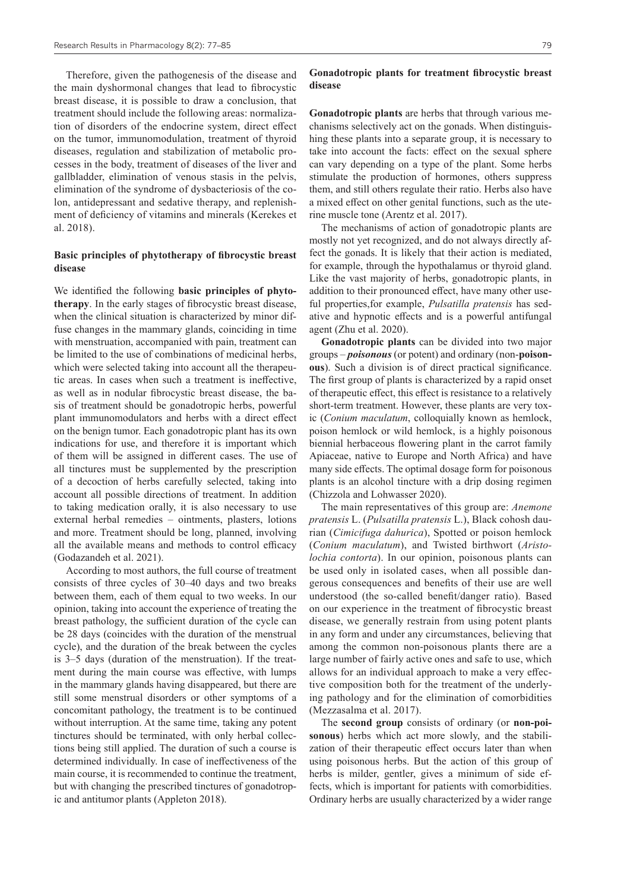Therefore, given the pathogenesis of the disease and the main dyshormonal changes that lead to fibrocystic breast disease, it is possible to draw a conclusion, that treatment should include the following areas: normalization of disorders of the endocrine system, direct effect on the tumor, immunomodulation, treatment of thyroid diseases, regulation and stabilization of metabolic processes in the body, treatment of diseases of the liver and gallbladder, elimination of venous stasis in the pelvis, elimination of the syndrome of dysbacteriosis of the colon, antidepressant and sedative therapy, and replenishment of deficiency of vitamins and minerals (Kerekes et al. 2018).

## Basic principles of phytotherapy of fibrocystic breast disease

We identified the following **basic principles of phytotherapy**. In the early stages of fibrocystic breast disease, when the clinical situation is characterized by minor diffuse changes in the mammary glands, coinciding in time with menstruation, accompanied with pain, treatment can be limited to the use of combinations of medicinal herbs, which were selected taking into account all the therapeutic areas. In cases when such a treatment is ineffective, as well as in nodular fibrocystic breast disease, the basis of treatment should be gonadotropic herbs, powerful plant immunomodulators and herbs with a direct effect on the benign tumor. Each gonadotropic plant has its own indications for use, and therefore it is important which of them will be assigned in different cases. The use of all tinctures must be supplemented by the prescription of a decoction of herbs carefully selected, taking into account all possible directions of treatment. In addition to taking medication orally, it is also necessary to use external herbal remedies – ointments, plasters, lotions and more. Treatment should be long, planned, involving all the available means and methods to control efficacy (Godazandeh et al. 2021).

According to most authors, the full course of treatment consists of three cycles of 30–40 days and two breaks between them, each of them equal to two weeks. In our opinion, taking into account the experience of treating the breast pathology, the sufficient duration of the cycle can be 28 days (coincides with the duration of the menstrual cycle), and the duration of the break between the cycles is 3–5 days (duration of the menstruation). If the treatment during the main course was effective, with lumps in the mammary glands having disappeared, but there are still some menstrual disorders or other symptoms of a concomitant pathology, the treatment is to be continued without interruption. At the same time, taking any potent tinctures should be terminated, with only herbal collections being still applied. The duration of such a course is determined individually. In case of ineffectiveness of the main course, it is recommended to continue the treatment, but with changing the prescribed tinctures of gonadotropic and antitumor plants (Appleton 2018).

## Gonadotropic plants for treatment fibrocystic breast disease

**Gonadotropic plants** are herbs that through various mechanisms selectively act on the gonads. When distinguishing these plants into a separate group, it is necessary to take into account the facts: effect on the sexual sphere can vary depending on a type of the plant. Some herbs stimulate the production of hormones, others suppress them, and still others regulate their ratio. Herbs also have a mixed effect on other genital functions, such as the uterine muscle tone (Arentz et al. 2017).

The mechanisms of action of gonadotropic plants are mostly not yet recognized, and do not always directly affect the gonads. It is likely that their action is mediated, for example, through the hypothalamus or thyroid gland. Like the vast majority of herbs, gonadotropic plants, in addition to their pronounced effect, have many other useful properties,for example, *Pulsatilla pratensis* has sedative and hypnotic effects and is a powerful antifungal agent (Zhu et al. 2020).

**Gonadotropic plants** can be divided into two major groups – ***poisonous*** (or potent) and ordinary (non-**poisonous**). Such a division is of direct practical significance. The first group of plants is characterized by a rapid onset of therapeutic effect, this effect is resistance to a relatively short-term treatment. However, these plants are very toxic (*Conium maculatum*, colloquially known as hemlock, poison hemlock or wild hemlock, is a highly poisonous biennial herbaceous flowering plant in the carrot family Apiaceae, native to Europe and North Africa) and have many side effects. The optimal dosage form for poisonous plants is an alcohol tincture with a drip dosing regimen (Chizzola and Lohwasser 2020).

The main representatives of this group are: *Anemone pratensis* L. (*Pulsatilla pratensis* L.), Black cohosh daurian (*Cimicifuga dahurica*), Spotted or poison hemlock (*Conium maculatum*), and Twisted birthwort (*Aristolochia contorta*). In our opinion, poisonous plants can be used only in isolated cases, when all possible dangerous consequences and benefits of their use are well understood (the so-called benefit/danger ratio). Based on our experience in the treatment of fibrocystic breast disease, we generally restrain from using potent plants in any form and under any circumstances, believing that among the common non-poisonous plants there are a large number of fairly active ones and safe to use, which allows for an individual approach to make a very effective composition both for the treatment of the underlying pathology and for the elimination of comorbidities (Mezzasalma et al. 2017).

The **second group** consists of ordinary (or **non-poisonous**) herbs which act more slowly, and the stabilization of their therapeutic effect occurs later than when using poisonous herbs. But the action of this group of herbs is milder, gentler, gives a minimum of side effects, which is important for patients with comorbidities. Ordinary herbs are usually characterized by a wider range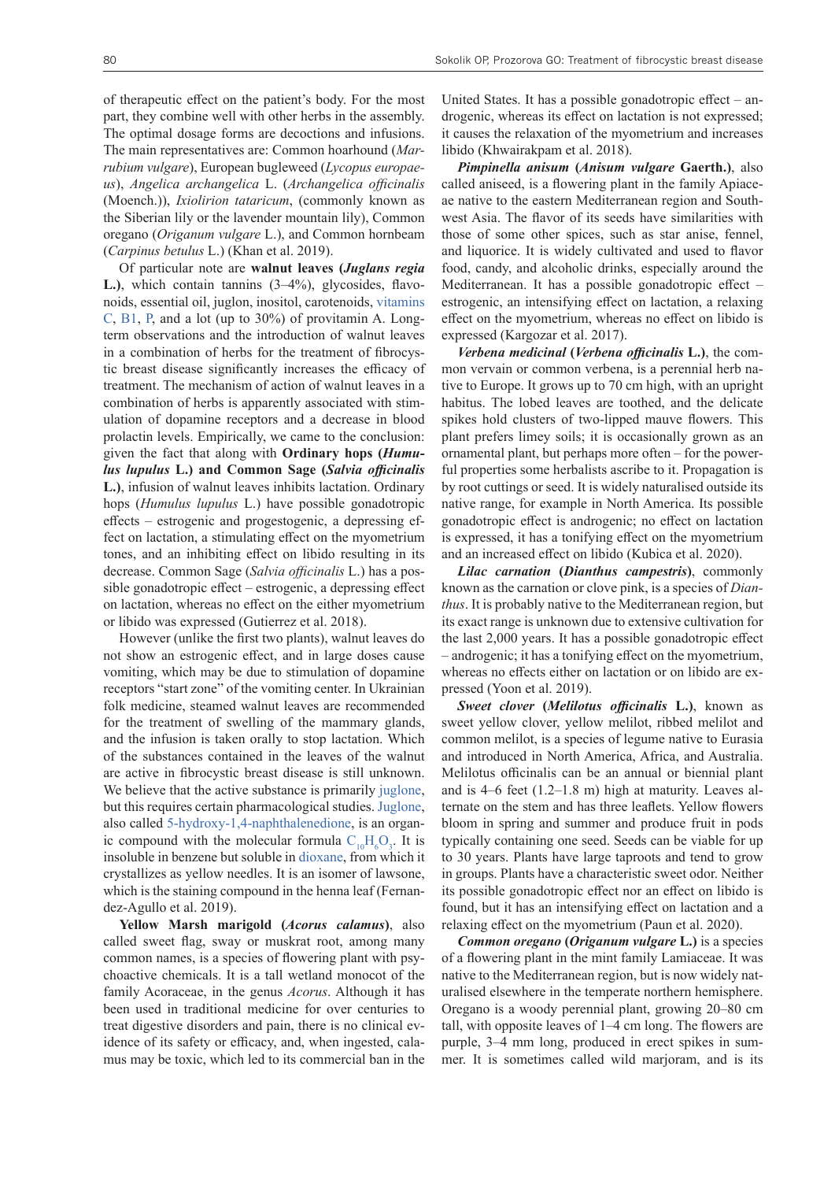of therapeutic effect on the patient's body. For the most part, they combine well with other herbs in the assembly. The optimal dosage forms are decoctions and infusions. The main representatives are: Common hoarhound (*Marrubium vulgare*), European bugleweed (*Lycopus europaeus*), *Angelica archangelica* L. (*Archangelica officinalis* (Moench.)), *Ixiolirion tataricum*, (commonly known as the Siberian lily or the lavender mountain lily), Common oregano (*Origanum vulgare* L.), and Common hornbeam (*Carpinus betulus* L.) (Khan et al. 2019).

Of particular note are **walnut leaves (*Juglans regia* L.)**, which contain tannins (3–4%), glycosides, flavonoids, essential oil, juglon, inositol, carotenoids, vitamins C, B1, P, and a lot (up to 30%) of provitamin A. Long-term observations and the introduction of walnut leaves in a combination of herbs for the treatment of fibrocystic breast disease significantly increases the efficacy of treatment. The mechanism of action of walnut leaves in a combination of herbs is apparently associated with stimulation of dopamine receptors and a decrease in blood prolactin levels. Empirically, we came to the conclusion: given the fact that along with **Ordinary hops (*Humulus lupulus* L.) and Common Sage (*Salvia officinalis* L.)**, infusion of walnut leaves inhibits lactation. Ordinary hops (*Humulus lupulus* L.) have possible gonadotropic effects – estrogenic and progestogenic, a depressing effect on lactation, a stimulating effect on the myometrium tones, and an inhibiting effect on libido resulting in its decrease. Common Sage (*Salvia officinalis* L.) has a possible gonadotropic effect – estrogenic, a depressing effect on lactation, whereas no effect on the either myometrium or libido was expressed (Gutierrez et al. 2018).

However (unlike the first two plants), walnut leaves do not show an estrogenic effect, and in large doses cause vomiting, which may be due to stimulation of dopamine receptors "start zone" of the vomiting center. In Ukrainian folk medicine, steamed walnut leaves are recommended for the treatment of swelling of the mammary glands, and the infusion is taken orally to stop lactation. Which of the substances contained in the leaves of the walnut are active in fibrocystic breast disease is still unknown. We believe that the active substance is primarily juglone, but this requires certain pharmacological studies. Juglone, also called 5-hydroxy-1,4-naphthalenedione, is an organic compound with the molecular formula $C_{10}H_6O_3$. It is insoluble in benzene but soluble in dioxane, from which it crystallizes as yellow needles. It is an isomer of lawsone, which is the staining compound in the henna leaf (Fernandez-Agullo et al. 2019).

**Yellow Marsh marigold (*Acorus calamus*)**, also called sweet flag, sway or muskrat root, among many common names, is a species of flowering plant with psychoactive chemicals. It is a tall wetland monocot of the family Acoraceae, in the genus *Acorus*. Although it has been used in traditional medicine for over centuries to treat digestive disorders and pain, there is no clinical evidence of its safety or efficacy, and, when ingested, calamus may be toxic, which led to its commercial ban in the United States. It has a possible gonadotropic effect – androgenic, whereas its effect on lactation is not expressed; it causes the relaxation of the myometrium and increases libido (Khwairakpam et al. 2018).

***Pimpinella anisum* (*Anisum vulgare* Gaerth.)**, also called aniseed, is a flowering plant in the family Apiaceae native to the eastern Mediterranean region and Southwest Asia. The flavor of its seeds have similarities with those of some other spices, such as star anise, fennel, and liquorice. It is widely cultivated and used to flavor food, candy, and alcoholic drinks, especially around the Mediterranean. It has a possible gonadotropic effect – estrogenic, an intensifying effect on lactation, a relaxing effect on the myometrium, whereas no effect on libido is expressed (Kargozar et al. 2017).

***Verbena medicinal* (*Verbena officinalis* L.)**, the common vervain or common verbena, is a perennial herb native to Europe. It grows up to 70 cm high, with an upright habitus. The lobed leaves are toothed, and the delicate spikes hold clusters of two-lipped mauve flowers. This plant prefers limey soils; it is occasionally grown as an ornamental plant, but perhaps more often – for the powerful properties some herbalists ascribe to it. Propagation is by root cuttings or seed. It is widely naturalised outside its native range, for example in North America. Its possible gonadotropic effect is androgenic; no effect on lactation is expressed, it has a tonifying effect on the myometrium and an increased effect on libido (Kubica et al. 2020).

***Lilac carnation* (*Dianthus campestris*)**, commonly known as the carnation or clove pink, is a species of *Dianthus*. It is probably native to the Mediterranean region, but its exact range is unknown due to extensive cultivation for the last 2,000 years. It has a possible gonadotropic effect – androgenic; it has a tonifying effect on the myometrium, whereas no effects either on lactation or on libido are expressed (Yoon et al. 2019).

***Sweet clover* (*Melilotus officinalis* L.)**, known as sweet yellow clover, yellow melilot, ribbed melilot and common melilot, is a species of legume native to Eurasia and introduced in North America, Africa, and Australia. Melilotus officinalis can be an annual or biennial plant and is 4–6 feet (1.2–1.8 m) high at maturity. Leaves alternate on the stem and has three leaflets. Yellow flowers bloom in spring and summer and produce fruit in pods typically containing one seed. Seeds can be viable for up to 30 years. Plants have large taproots and tend to grow in groups. Plants have a characteristic sweet odor. Neither its possible gonadotropic effect nor an effect on libido is found, but it has an intensifying effect on lactation and a relaxing effect on the myometrium (Paun et al. 2020).

***Common oregano* (*Origanum vulgare* L.)** is a species of a flowering plant in the mint family Lamiaceae. It was native to the Mediterranean region, but is now widely naturalised elsewhere in the temperate northern hemisphere. Oregano is a woody perennial plant, growing 20–80 cm tall, with opposite leaves of 1–4 cm long. The flowers are purple, 3–4 mm long, produced in erect spikes in summer. It is sometimes called wild marjoram, and is its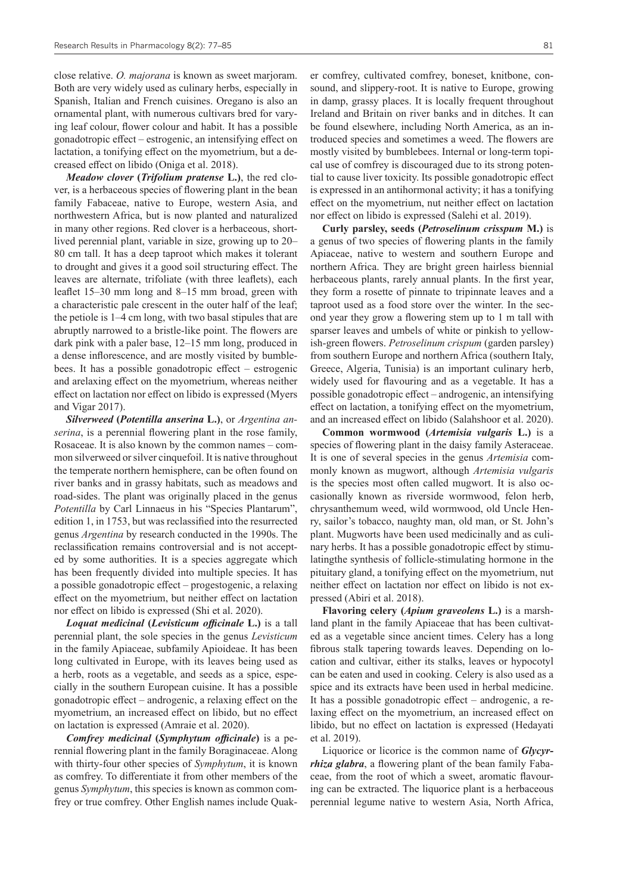close relative. *O. majorana* is known as sweet marjoram. Both are very widely used as culinary herbs, especially in Spanish, Italian and French cuisines. Oregano is also an ornamental plant, with numerous cultivars bred for varying leaf colour, flower colour and habit. It has a possible gonadotropic effect – estrogenic, an intensifying effect on lactation, a tonifying effect on the myometrium, but a decreased effect on libido (Oniga et al. 2018).

***Meadow clover* (*Trifolium pratense* L.)**, the red clover, is a herbaceous species of flowering plant in the bean family Fabaceae, native to Europe, western Asia, and northwestern Africa, but is now planted and naturalized in many other regions. Red clover is a herbaceous, short-lived perennial plant, variable in size, growing up to 20–80 cm tall. It has a deep taproot which makes it tolerant to drought and gives it a good soil structuring effect. The leaves are alternate, trifoliate (with three leaflets), each leaflet 15–30 mm long and 8–15 mm broad, green with a characteristic pale crescent in the outer half of the leaf; the petiole is 1–4 cm long, with two basal stipules that are abruptly narrowed to a bristle-like point. The flowers are dark pink with a paler base, 12–15 mm long, produced in a dense inflorescence, and are mostly visited by bumblebees. It has a possible gonadotropic effect – estrogenic and arelaxing effect on the myometrium, whereas neither effect on lactation nor effect on libido is expressed (Myers and Vigar 2017).

***Silverweed* (*Potentilla anserina* L.)**, or *Argentina anserina*, is a perennial flowering plant in the rose family, Rosaceae. It is also known by the common names – common silverweed or silver cinquefoil. It is native throughout the temperate northern hemisphere, can be often found on river banks and in grassy habitats, such as meadows and road-sides. The plant was originally placed in the genus *Potentilla* by Carl Linnaeus in his "Species Plantarum", edition 1, in 1753, but was reclassified into the resurrected genus *Argentina* by research conducted in the 1990s. The reclassification remains controversial and is not accepted by some authorities. It is a species aggregate which has been frequently divided into multiple species. It has a possible gonadotropic effect – progestogenic, a relaxing effect on the myometrium, but neither effect on lactation nor effect on libido is expressed (Shi et al. 2020).

***Loquat medicinal* (*Levisticum officinale* L.)** is a tall perennial plant, the sole species in the genus *Levisticum* in the family Apiaceae, subfamily Apioideae. It has been long cultivated in Europe, with its leaves being used as a herb, roots as a vegetable, and seeds as a spice, especially in the southern European cuisine. It has a possible gonadotropic effect – androgenic, a relaxing effect on the myometrium, an increased effect on libido, but no effect on lactation is expressed (Amraie et al. 2020).

***Comfrey medicinal* (*Symphytum officinale*)** is a perennial flowering plant in the family Boraginaceae. Along with thirty-four other species of *Symphytum*, it is known as comfrey. To differentiate it from other members of the genus *Symphytum*, this species is known as common comfrey or true comfrey. Other English names include Quaker comfrey, cultivated comfrey, boneset, knitbone, consound, and slippery-root. It is native to Europe, growing in damp, grassy places. It is locally frequent throughout Ireland and Britain on river banks and in ditches. It can be found elsewhere, including North America, as an introduced species and sometimes a weed. The flowers are mostly visited by bumblebees. Internal or long-term topical use of comfrey is discouraged due to its strong potential to cause liver toxicity. Its possible gonadotropic effect is expressed in an antihormonal activity; it has a tonifying effect on the myometrium, nut neither effect on lactation nor effect on libido is expressed (Salehi et al. 2019).

**Curly parsley, seeds (*Petroselinum crisspum* M.)** is a genus of two species of flowering plants in the family Apiaceae, native to western and southern Europe and northern Africa. They are bright green hairless biennial herbaceous plants, rarely annual plants. In the first year, they form a rosette of pinnate to tripinnate leaves and a taproot used as a food store over the winter. In the second year they grow a flowering stem up to 1 m tall with sparser leaves and umbels of white or pinkish to yellowish-green flowers. *Petroselinum crispum* (garden parsley) from southern Europe and northern Africa (southern Italy, Greece, Algeria, Tunisia) is an important culinary herb, widely used for flavouring and as a vegetable. It has a possible gonadotropic effect – androgenic, an intensifying effect on lactation, a tonifying effect on the myometrium, and an increased effect on libido (Salahshoor et al. 2020).

**Common wormwood (*Artemisia vulgaris* L.)** is a species of flowering plant in the daisy family Asteraceae. It is one of several species in the genus *Artemisia* commonly known as mugwort, although *Artemisia vulgaris* is the species most often called mugwort. It is also occasionally known as riverside wormwood, felon herb, chrysanthemum weed, wild wormwood, old Uncle Henry, sailor's tobacco, naughty man, old man, or St. John's plant. Mugworts have been used medicinally and as culinary herbs. It has a possible gonadotropic effect by stimulatingthe synthesis of follicle-stimulating hormone in the pituitary gland, a tonifying effect on the myometrium, nut neither effect on lactation nor effect on libido is not expressed (Abiri et al. 2018).

**Flavoring celery (*Apium graveolens* L.)** is a marshland plant in the family Apiaceae that has been cultivated as a vegetable since ancient times. Celery has a long fibrous stalk tapering towards leaves. Depending on location and cultivar, either its stalks, leaves or hypocotyl can be eaten and used in cooking. Celery is also used as a spice and its extracts have been used in herbal medicine. It has a possible gonadotropic effect – androgenic, a relaxing effect on the myometrium, an increased effect on libido, but no effect on lactation is expressed (Hedayati et al. 2019).

Liquorice or licorice is the common name of ***Glycyrrhiza glabra***, a flowering plant of the bean family Fabaceae, from the root of which a sweet, aromatic flavouring can be extracted. The liquorice plant is a herbaceous perennial legume native to western Asia, North Africa,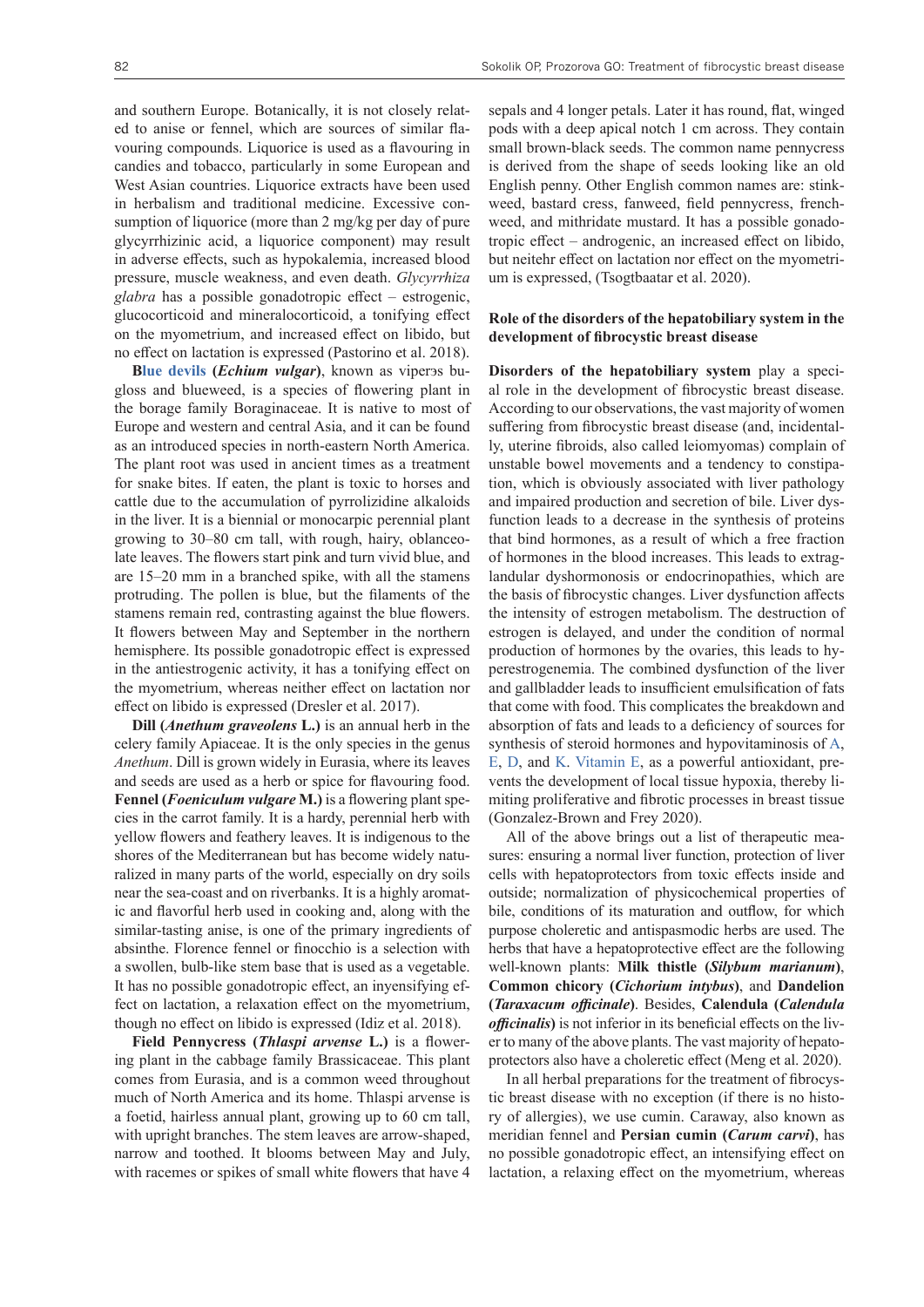and southern Europe. Botanically, it is not closely related to anise or fennel, which are sources of similar flavouring compounds. Liquorice is used as a flavouring in candies and tobacco, particularly in some European and West Asian countries. Liquorice extracts have been used in herbalism and traditional medicine. Excessive consumption of liquorice (more than 2 mg/kg per day of pure glycyrrhizinic acid, a liquorice component) may result in adverse effects, such as hypokalemia, increased blood pressure, muscle weakness, and even death. *Glycyrrhiza glabra* has a possible gonadotropic effect – estrogenic, glucocorticoid and mineralocorticoid, a tonifying effect on the myometrium, and increased effect on libido, but no effect on lactation is expressed (Pastorino et al. 2018).

**Blue devils (*Echium vulgar*)**, known as viperɔs bugloss and blueweed, is a species of flowering plant in the borage family Boraginaceae. It is native to most of Europe and western and central Asia, and it can be found as an introduced species in north-eastern North America. The plant root was used in ancient times as a treatment for snake bites. If eaten, the plant is toxic to horses and cattle due to the accumulation of pyrrolizidine alkaloids in the liver. It is a biennial or monocarpic perennial plant growing to 30–80 cm tall, with rough, hairy, oblanceolate leaves. The flowers start pink and turn vivid blue, and are 15–20 mm in a branched spike, with all the stamens protruding. The pollen is blue, but the filaments of the stamens remain red, contrasting against the blue flowers. It flowers between May and September in the northern hemisphere. Its possible gonadotropic effect is expressed in the antiestrogenic activity, it has a tonifying effect on the myometrium, whereas neither effect on lactation nor effect on libido is expressed (Dresler et al. 2017).

**Dill (*Anethum graveolens* L.)** is an annual herb in the celery family Apiaceae. It is the only species in the genus *Anethum*. Dill is grown widely in Eurasia, where its leaves and seeds are used as a herb or spice for flavouring food. **Fennel (*Foeniculum vulgare* M.)** is a flowering plant species in the carrot family. It is a hardy, perennial herb with yellow flowers and feathery leaves. It is indigenous to the shores of the Mediterranean but has become widely naturalized in many parts of the world, especially on dry soils near the sea-coast and on riverbanks. It is a highly aromatic and flavorful herb used in cooking and, along with the similar-tasting anise, is one of the primary ingredients of absinthe. Florence fennel or finocchio is a selection with a swollen, bulb-like stem base that is used as a vegetable. It has no possible gonadotropic effect, an inyensifying effect on lactation, a relaxation effect on the myometrium, though no effect on libido is expressed (Idiz et al. 2018).

**Field Pennycress (*Thlaspi arvense* L.)** is a flowering plant in the cabbage family Brassicaceae. This plant comes from Eurasia, and is a common weed throughout much of North America and its home. Thlaspi arvense is a foetid, hairless annual plant, growing up to 60 cm tall, with upright branches. The stem leaves are arrow-shaped, narrow and toothed. It blooms between May and July, with racemes or spikes of small white flowers that have 4 sepals and 4 longer petals. Later it has round, flat, winged pods with a deep apical notch 1 cm across. They contain small brown-black seeds. The common name pennycress is derived from the shape of seeds looking like an old English penny. Other English common names are: stinkweed, bastard cress, fanweed, field pennycress, frenchweed, and mithridate mustard. It has a possible gonadotropic effect – androgenic, an increased effect on libido, but neitehr effect on lactation nor effect on the myometrium is expressed, (Tsogtbaatar et al. 2020).

## Role of the disorders of the hepatobiliary system in the development of fibrocystic breast disease

**Disorders of the hepatobiliary system** play a special role in the development of fibrocystic breast disease. According to our observations, the vast majority of women suffering from fibrocystic breast disease (and, incidentally, uterine fibroids, also called leiomyomas) complain of unstable bowel movements and a tendency to constipation, which is obviously associated with liver pathology and impaired production and secretion of bile. Liver dysfunction leads to a decrease in the synthesis of proteins that bind hormones, as a result of which a free fraction of hormones in the blood increases. This leads to extraglandular dyshormonosis or endocrinopathies, which are the basis of fibrocystic changes. Liver dysfunction affects the intensity of estrogen metabolism. The destruction of estrogen is delayed, and under the condition of normal production of hormones by the ovaries, this leads to hyperestrogenemia. The combined dysfunction of the liver and gallbladder leads to insufficient emulsification of fats that come with food. This complicates the breakdown and absorption of fats and leads to a deficiency of sources for synthesis of steroid hormones and hypovitaminosis of A, E, D, and K. Vitamin E, as a powerful antioxidant, prevents the development of local tissue hypoxia, thereby limiting proliferative and fibrotic processes in breast tissue (Gonzalez-Brown and Frey 2020).

All of the above brings out a list of therapeutic measures: ensuring a normal liver function, protection of liver cells with hepatoprotectors from toxic effects inside and outside; normalization of physicochemical properties of bile, conditions of its maturation and outflow, for which purpose choleretic and antispasmodic herbs are used. The herbs that have a hepatoprotective effect are the following well-known plants: **Milk thistle (*Silybum marianum*)**, **Common chicory (*Cichorium intybus*)**, and **Dandelion (*Taraxacum officinale*)**. Besides, **Calendula (*Calendula officinalis*)** is not inferior in its beneficial effects on the liver to many of the above plants. The vast majority of hepatoprotectors also have a choleretic effect (Meng et al. 2020).

In all herbal preparations for the treatment of fibrocystic breast disease with no exception (if there is no history of allergies), we use cumin. Caraway, also known as meridian fennel and **Persian cumin (*Carum carvi*)**, has no possible gonadotropic effect, an intensifying effect on lactation, a relaxing effect on the myometrium, whereas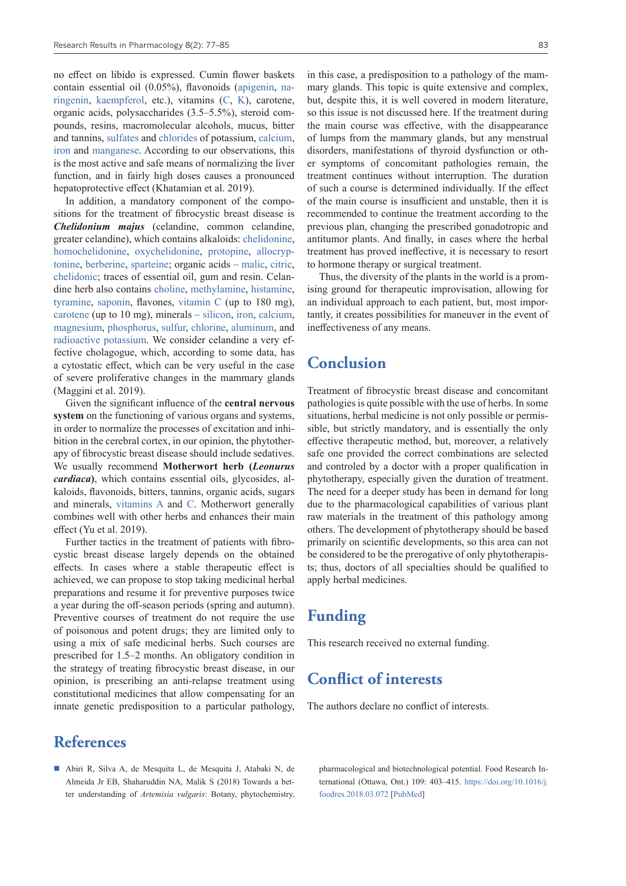no effect on libido is expressed. Cumin flower baskets contain essential oil (0.05%), flavonoids (apigenin, naringenin, kaempferol, etc.), vitamins (C, K), carotene, organic acids, polysaccharides (3.5–5.5%), steroid compounds, resins, macromolecular alcohols, mucus, bitter and tannins, sulfates and chlorides of potassium, calcium, iron and manganese. According to our observations, this is the most active and safe means of normalizing the liver function, and in fairly high doses causes a pronounced hepatoprotective effect (Khatamian et al. 2019).

In addition, a mandatory component of the compositions for the treatment of fibrocystic breast disease is ***Chelidonium majus*** (celandine, common celandine, greater celandine), which contains alkaloids: chelidonine, homochelidonine, oxychelidonine, protopine, allocryptonine, berberine, sparteine; organic acids – malic, citric, chelidonic; traces of essential oil, gum and resin. Celandine herb also contains choline, methylamine, histamine, tyramine, saponin, flavones, vitamin C (up to 180 mg), carotene (up to 10 mg), minerals – silicon, iron, calcium, magnesium, phosphorus, sulfur, chlorine, aluminum, and radioactive potassium. We consider celandine a very effective cholagogue, which, according to some data, has a cytostatic effect, which can be very useful in the case of severe proliferative changes in the mammary glands (Maggini et al. 2019).

Given the significant influence of the **central nervous system** on the functioning of various organs and systems, in order to normalize the processes of excitation and inhibition in the cerebral cortex, in our opinion, the phytotherapy of fibrocystic breast disease should include sedatives. We usually recommend **Motherwort herb (*Leonurus cardiaca*)**, which contains essential oils, glycosides, alkaloids, flavonoids, bitters, tannins, organic acids, sugars and minerals, vitamins A and C. Motherwort generally combines well with other herbs and enhances their main effect (Yu et al. 2019).

Further tactics in the treatment of patients with fibrocystic breast disease largely depends on the obtained effects. In cases where a stable therapeutic effect is achieved, we can propose to stop taking medicinal herbal preparations and resume it for preventive purposes twice a year during the off-season periods (spring and autumn). Preventive courses of treatment do not require the use of poisonous and potent drugs; they are limited only to using a mix of safe medicinal herbs. Such courses are prescribed for 1.5–2 months. An obligatory condition in the strategy of treating fibrocystic breast disease, in our opinion, is prescribing an anti-relapse treatment using constitutional medicines that allow compensating for an innate genetic predisposition to a particular pathology, in this case, a predisposition to a pathology of the mammary glands. This topic is quite extensive and complex, but, despite this, it is well covered in modern literature, so this issue is not discussed here. If the treatment during the main course was effective, with the disappearance of lumps from the mammary glands, but any menstrual disorders, manifestations of thyroid dysfunction or other symptoms of concomitant pathologies remain, the treatment continues without interruption. The duration of such a course is determined individually. If the effect of the main course is insufficient and unstable, then it is recommended to continue the treatment according to the previous plan, changing the prescribed gonadotropic and antitumor plants. And finally, in cases where the herbal treatment has proved ineffective, it is necessary to resort to hormone therapy or surgical treatment.

Thus, the diversity of the plants in the world is a promising ground for therapeutic improvisation, allowing for an individual approach to each patient, but, most importantly, it creates possibilities for maneuver in the event of ineffectiveness of any means.

## Conclusion

Treatment of fibrocystic breast disease and concomitant pathologies is quite possible with the use of herbs. In some situations, herbal medicine is not only possible or permissible, but strictly mandatory, and is essentially the only effective therapeutic method, but, moreover, a relatively safe one provided the correct combinations are selected and controled by a doctor with a proper qualification in phytotherapy, especially given the duration of treatment. The need for a deeper study has been in demand for long due to the pharmacological capabilities of various plant raw materials in the treatment of this pathology among others. The development of phytotherapy should be based primarily on scientific developments, so this area can not be considered to be the prerogative of only phytotherapists; thus, doctors of all specialties should be qualified to apply herbal medicines.

## Funding

This research received no external funding.

## Conflict of interests

The authors declare no conflict of interests.

## References

- Abiri R, Silva A, de Mesquita L, de Mesquita J, Atabaki N, de Almeida Jr EB, Shaharuddin NA, Malik S (2018) Towards a better understanding of *Artemisia vulgaris*: Botany, phytochemistry, pharmacological and biotechnological potential. Food Research International (Ottawa, Ont.) 109: 403–415. https://doi.org/10.1016/j.foodres.2018.03.072 [PubMed]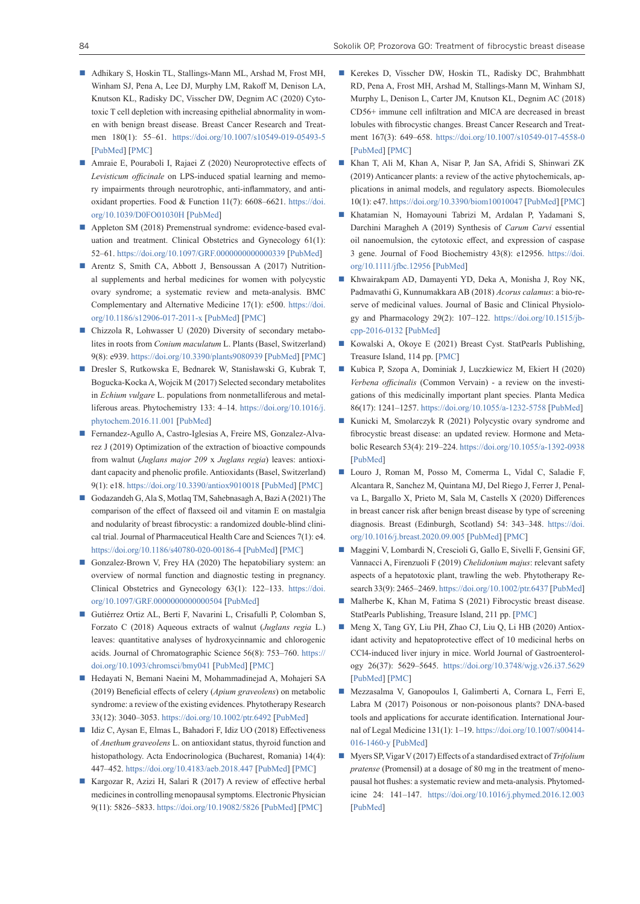- Adhikary S, Hoskin TL, Stallings-Mann ML, Arshad M, Frost MH, Winham SJ, Pena A, Lee DJ, Murphy LM, Rakoff M, Denison LA, Knutson KL, Radisky DC, Visscher DW, Degnim AC (2020) Cytotoxic T cell depletion with increasing epithelial abnormality in women with benign breast disease. Breast Cancer Research and Treatmen 180(1): 55–61. https://doi.org/10.1007/s10549-019-05493-5 [PubMed] [PMC]
- Amraie E, Pouraboli I, Rajaei Z (2020) Neuroprotective effects of *Levisticum officinale* on LPS-induced spatial learning and memory impairments through neurotrophic, anti-inflammatory, and antioxidant properties. Food & Function 11(7): 6608–6621. https://doi.org/10.1039/D0FO01030H [PubMed]
- Appleton SM (2018) Premenstrual syndrome: evidence-based evaluation and treatment. Clinical Obstetrics and Gynecology 61(1): 52–61. https://doi.org/10.1097/GRF.0000000000000339 [PubMed]
- Arentz S, Smith CA, Abbott J, Bensoussan A (2017) Nutritional supplements and herbal medicines for women with polycystic ovary syndrome; a systematic review and meta-analysis. BMC Complementary and Alternative Medicine 17(1): e500. https://doi.org/10.1186/s12906-017-2011-x [PubMed] [PMC]
- Chizzola R, Lohwasser U (2020) Diversity of secondary metabolites in roots from *Conium maculatum* L. Plants (Basel, Switzerland) 9(8): e939. https://doi.org/10.3390/plants9080939 [PubMed] [PMC]
- Dresler S, Rutkowska E, Bednarek W, Stanisławski G, Kubrak T, Bogucka-Kocka A, Wojcik M (2017) Selected secondary metabolites in *Echium vulgare* L. populations from nonmetalliferous and metalliferous areas. Phytochemistry 133: 4–14. https://doi.org/10.1016/j.phytochem.2016.11.001 [PubMed]
- Fernandez-Agullo A, Castro-Iglesias A, Freire MS, Gonzalez-Alvarez J (2019) Optimization of the extraction of bioactive compounds from walnut (*Juglans major 209* x *Juglans regia*) leaves: antioxidant capacity and phenolic profile. Antioxidants (Basel, Switzerland) 9(1): e18. https://doi.org/10.3390/antiox9010018 [PubMed] [PMC]
- Godazandeh G, Ala S, Motlaq TM, Sahebnasagh A, Bazi A (2021) The comparison of the effect of flaxseed oil and vitamin E on mastalgia and nodularity of breast fibrocystic: a randomized double-blind clinical trial. Journal of Pharmaceutical Health Care and Sciences 7(1): e4. https://doi.org/10.1186/s40780-020-00186-4 [PubMed] [PMC]
- Gonzalez-Brown V, Frey HA (2020) The hepatobiliary system: an overview of normal function and diagnostic testing in pregnancy. Clinical Obstetrics and Gynecology 63(1): 122–133. https://doi.org/10.1097/GRF.0000000000000504 [PubMed]
- Gutiérrez Ortiz AL, Berti F, Navarini L, Crisafulli P, Colomban S, Forzato C (2018) Aqueous extracts of walnut (*Juglans regia* L.) leaves: quantitative analyses of hydroxycinnamic and chlorogenic acids. Journal of Chromatographic Science 56(8): 753–760. https://doi.org/10.1093/chromsci/bmy041 [PubMed] [PMC]
- Hedayati N, Bemani Naeini M, Mohammadinejad A, Mohajeri SA (2019) Beneficial effects of celery (*Apium graveolens*) on metabolic syndrome: a review of the existing evidences. Phytotherapy Research 33(12): 3040–3053. https://doi.org/10.1002/ptr.6492 [PubMed]
- Idiz C, Aysan E, Elmas L, Bahadori F, Idiz UO (2018) Effectiveness of *Anethum graveolens* L. on antioxidant status, thyroid function and histopathology. Acta Endocrinologica (Bucharest, Romania) 14(4): 447–452. https://doi.org/10.4183/aeb.2018.447 [PubMed] [PMC]
- Kargozar R, Azizi H, Salari R (2017) A review of effective herbal medicines in controlling menopausal symptoms. Electronic Physician 9(11): 5826–5833. https://doi.org/10.19082/5826 [PubMed] [PMC]
- Kerekes D, Visscher DW, Hoskin TL, Radisky DC, Brahmbhatt RD, Pena A, Frost MH, Arshad M, Stallings-Mann M, Winham SJ, Murphy L, Denison L, Carter JM, Knutson KL, Degnim AC (2018) CD56+ immune cell infiltration and MICA are decreased in breast lobules with fibrocystic changes. Breast Cancer Research and Treatment 167(3): 649–658. https://doi.org/10.1007/s10549-017-4558-0 [PubMed] [PMC]
- Khan T, Ali M, Khan A, Nisar P, Jan SA, Afridi S, Shinwari ZK (2019) Anticancer plants: a review of the active phytochemicals, applications in animal models, and regulatory aspects. Biomolecules 10(1): e47. https://doi.org/10.3390/biom10010047 [PubMed] [PMC]
- Khatamian N, Homayouni Tabrizi M, Ardalan P, Yadamani S, Darchini Maragheh A (2019) Synthesis of *Carum Carvi* essential oil nanoemulsion, the cytotoxic effect, and expression of caspase 3 gene. Journal of Food Biochemistry 43(8): e12956. https://doi.org/10.1111/jfbc.12956 [PubMed]
- Khwairakpam AD, Damayenti YD, Deka A, Monisha J, Roy NK, Padmavathi G, Kunnumakkara AB (2018) *Acorus calamus*: a bio-reserve of medicinal values. Journal of Basic and Clinical Physiology and Pharmacology 29(2): 107–122. https://doi.org/10.1515/jbcpp-2016-0132 [PubMed]
- Kowalski A, Okoye E (2021) Breast Cyst. StatPearls Publishing, Treasure Island, 114 pp. [PMC]
- Kubica P, Szopa A, Dominiak J, Luczkiewicz M, Ekiert H (2020) *Verbena officinalis* (Common Vervain) - a review on the investigations of this medicinally important plant species. Planta Medica 86(17): 1241–1257. https://doi.org/10.1055/a-1232-5758 [PubMed]
- Kunicki M, Smolarczyk R (2021) Polycystic ovary syndrome and fibrocystic breast disease: an updated review. Hormone and Metabolic Research 53(4): 219–224. https://doi.org/10.1055/a-1392-0938 [PubMed]
- Louro J, Roman M, Posso M, Comerma L, Vidal C, Saladie F, Alcantara R, Sanchez M, Quintana MJ, Del Riego J, Ferrer J, Penalva L, Bargallo X, Prieto M, Sala M, Castells X (2020) Differences in breast cancer risk after benign breast disease by type of screening diagnosis. Breast (Edinburgh, Scotland) 54: 343–348. https://doi.org/10.1016/j.breast.2020.09.005 [PubMed] [PMC]
- Maggini V, Lombardi N, Crescioli G, Gallo E, Sivelli F, Gensini GF, Vannacci A, Firenzuoli F (2019) *Chelidonium majus*: relevant safety aspects of a hepatotoxic plant, trawling the web. Phytotherapy Research 33(9): 2465–2469. https://doi.org/10.1002/ptr.6437 [PubMed]
- Malherbe K, Khan M, Fatima S (2021) Fibrocystic breast disease. StatPearls Publishing, Treasure Island, 211 pp. [PMC]
- Meng X, Tang GY, Liu PH, Zhao CJ, Liu Q, Li HB (2020) Antioxidant activity and hepatoprotective effect of 10 medicinal herbs on CCl4-induced liver injury in mice. World Journal of Gastroenterology 26(37): 5629–5645. https://doi.org/10.3748/wjg.v26.i37.5629 [PubMed] [PMC]
- Mezzasalma V, Ganopoulos I, Galimberti A, Cornara L, Ferri E, Labra M (2017) Poisonous or non-poisonous plants? DNA-based tools and applications for accurate identification. International Journal of Legal Medicine 131(1): 1–19. https://doi.org/10.1007/s00414-016-1460-y [PubMed]
- Myers SP, Vigar V (2017) Effects of a standardised extract of *Trifolium pratense* (Promensil) at a dosage of 80 mg in the treatment of menopausal hot flushes: a systematic review and meta-analysis. Phytomedicine 24: 141–147. https://doi.org/10.1016/j.phymed.2016.12.003 [PubMed]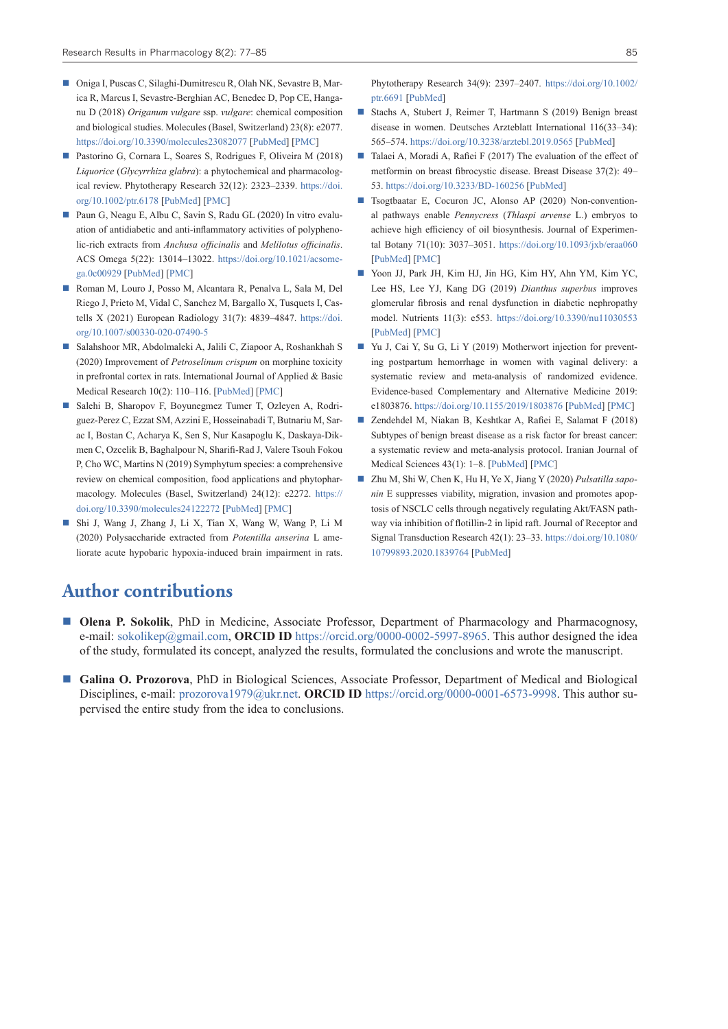- Oniga I, Puscas C, Silaghi-Dumitrescu R, Olah NK, Sevastre B, Marica R, Marcus I, Sevastre-Berghian AC, Benedec D, Pop CE, Hanganu D (2018) *Origanum vulgare* ssp. *vulgare*: chemical composition and biological studies. Molecules (Basel, Switzerland) 23(8): e2077. https://doi.org/10.3390/molecules23082077 [PubMed] [PMC]
- Pastorino G, Cornara L, Soares S, Rodrigues F, Oliveira M (2018) *Liquorice* (*Glycyrrhiza glabra*): a phytochemical and pharmacological review. Phytotherapy Research 32(12): 2323–2339. https://doi.org/10.1002/ptr.6178 [PubMed] [PMC]
- Paun G, Neagu E, Albu C, Savin S, Radu GL (2020) In vitro evaluation of antidiabetic and anti-inflammatory activities of polyphenolic-rich extracts from *Anchusa officinalis* and *Melilotus officinalis*. ACS Omega 5(22): 13014–13022. https://doi.org/10.1021/acsomega.0c00929 [PubMed] [PMC]
- Roman M, Louro J, Posso M, Alcantara R, Penalva L, Sala M, Del Riego J, Prieto M, Vidal C, Sanchez M, Bargallo X, Tusquets I, Castells X (2021) European Radiology 31(7): 4839–4847. https://doi.org/10.1007/s00330-020-07490-5
- Salahshoor MR, Abdolmaleki A, Jalili C, Ziapoor A, Roshankhah S (2020) Improvement of *Petroselinum crispum* on morphine toxicity in prefrontal cortex in rats. International Journal of Applied & Basic Medical Research 10(2): 110–116. [PubMed] [PMC]
- Salehi B, Sharopov F, Boyunegmez Tumer T, Ozleyen A, Rodriguez-Perez C, Ezzat SM, Azzini E, Hosseinabadi T, Butnariu M, Sarac I, Bostan C, Acharya K, Sen S, Nur Kasapoglu K, Daskaya-Dikmen C, Ozcelik B, Baghalpour N, Sharifi-Rad J, Valere Tsouh Fokou P, Cho WC, Martins N (2019) Symphytum species: a comprehensive review on chemical composition, food applications and phytopharmacology. Molecules (Basel, Switzerland) 24(12): e2272. https://doi.org/10.3390/molecules24122272 [PubMed] [PMC]
- Shi J, Wang J, Zhang J, Li X, Tian X, Wang W, Wang P, Li M (2020) Polysaccharide extracted from *Potentilla anserina* L ameliorate acute hypobaric hypoxia-induced brain impairment in rats. Phytotherapy Research 34(9): 2397–2407. https://doi.org/10.1002/ptr.6691 [PubMed]
- Stachs A, Stubert J, Reimer T, Hartmann S (2019) Benign breast disease in women. Deutsches Arzteblatt International 116(33–34): 565–574. https://doi.org/10.3238/arztebl.2019.0565 [PubMed]
- Talaei A, Moradi A, Rafiei F (2017) The evaluation of the effect of metformin on breast fibrocystic disease. Breast Disease 37(2): 49–53. https://doi.org/10.3233/BD-160256 [PubMed]
- Tsogtbaatar E, Cocuron JC, Alonso AP (2020) Non-conventional pathways enable *Pennycress* (*Thlaspi arvense* L.) embryos to achieve high efficiency of oil biosynthesis. Journal of Experimental Botany 71(10): 3037–3051. https://doi.org/10.1093/jxb/eraa060 [PubMed] [PMC]
- Yoon JJ, Park JH, Kim HJ, Jin HG, Kim HY, Ahn YM, Kim YC, Lee HS, Lee YJ, Kang DG (2019) *Dianthus superbus* improves glomerular fibrosis and renal dysfunction in diabetic nephropathy model. Nutrients 11(3): e553. https://doi.org/10.3390/nu11030553 [PubMed] [PMC]
- Yu J, Cai Y, Su G, Li Y (2019) Motherwort injection for preventing postpartum hemorrhage in women with vaginal delivery: a systematic review and meta-analysis of randomized evidence. Evidence-based Complementary and Alternative Medicine 2019: e1803876. https://doi.org/10.1155/2019/1803876 [PubMed] [PMC]
- Zendehdel M, Niakan B, Keshtkar A, Rafiei E, Salamat F (2018) Subtypes of benign breast disease as a risk factor for breast cancer: a systematic review and meta-analysis protocol. Iranian Journal of Medical Sciences 43(1): 1–8. [PubMed] [PMC]
- Zhu M, Shi W, Chen K, Hu H, Ye X, Jiang Y (2020) *Pulsatilla saponin* E suppresses viability, migration, invasion and promotes apoptosis of NSCLC cells through negatively regulating Akt/FASN pathway via inhibition of flotillin-2 in lipid raft. Journal of Receptor and Signal Transduction Research 42(1): 23–33. https://doi.org/10.1080/10799893.2020.1839764 [PubMed]

## Author contributions

- **Olena P. Sokolik**, PhD in Medicine, Associate Professor, Department of Pharmacology and Pharmacognosy, e-mail: sokolikep@gmail.com, **ORCID ID** https://orcid.org/0000-0002-5997-8965. This author designed the idea of the study, formulated its concept, analyzed the results, formulated the conclusions and wrote the manuscript.
- **Galina O. Prozorova**, PhD in Biological Sciences, Associate Professor, Department of Medical and Biological Disciplines, e-mail: prozorova1979@ukr.net. **ORCID ID** https://orcid.org/0000-0001-6573-9998. This author supervised the entire study from the idea to conclusions.